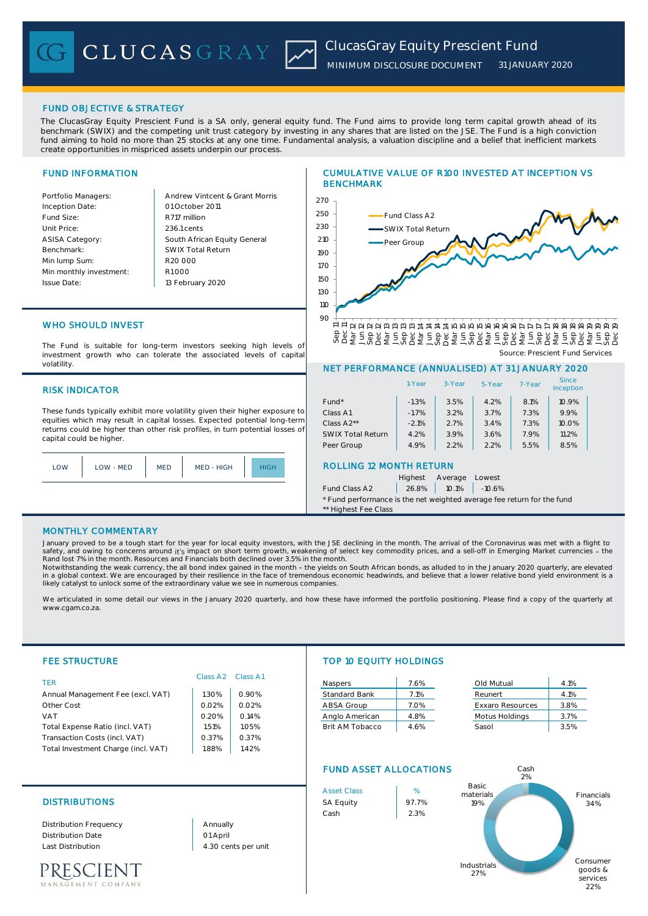# ClucasGray Equity Prescient Fund

MINIMUM DISCLOSURE DOCUMENT 31 JANUARY 2020

## FUND OBJECTIVE & STRATEGY

The ClucasGray Equity Prescient Fund is a SA only, general equity fund. The Fund aims to provide long term capital growth ahead of its benchmark (SWIX) and the competing unit trust category by investing in any shares that are listed on the JSE. The Fund is a high conviction fund aiming to hold no more than 25 stocks at any one time. Fundamental analysis, a valuation discipline and a belief that inefficient markets create opportunities in mispriced assets underpin our process.

## FUND INFORMATION

| | |
|---|---|
| Portfolio Managers: | Andrew Vintcent & Grant Morris |
| Inception Date: | 01 October 2011 |
| Fund Size: | R717 million |
| Unit Price: | 236.1 cents |
| ASISA Category: | South African Equity General |
| Benchmark: | SWIX Total Return |
| Min lump Sum: | R20 000 |
| Min monthly investment: | R1 000 |
| Issue Date: | 13 February 2020 |

## CUMULATIVE VALUE OF R100 INVESTED AT INCEPTION VS BENCHMARK

Legend: Fund Class A2; SWIX Total Return; Peer Group

Source: Prescient Fund Services

## WHO SHOULD INVEST

The Fund is suitable for long-term investors seeking high levels of investment growth who can tolerate the associated levels of capital volatility.

## RISK INDICATOR

These funds typically exhibit more volatility given their higher exposure to equities which may result in capital losses. Expected potential long-term returns could be higher than other risk profiles, in turn potential losses of capital could be higher.

| LOW | LOW - MED | MED | MED - HIGH | **HIGH** |
|---|---|---|---|---|

## NET PERFORMANCE (ANNUALISED) AT 31 JANUARY 2020

| | 1-Year | 3-Year | 5-Year | 7-Year | Since Inception |
|---|---|---|---|---|---|
| Fund* | -1.3% | 3.5% | 4.2% | 8.1% | 10.9% |
| Class A1 | -1.7% | 3.2% | 3.7% | 7.3% | 9.9% |
| Class A2** | -2.1% | 2.7% | 3.4% | 7.3% | 10.0% |
| SWIX Total Return | 4.2% | 3.9% | 3.6% | 7.9% | 11.2% |
| Peer Group | 4.9% | 2.2% | 2.2% | 5.5% | 8.5% |

## ROLLING 12 MONTH RETURN

| | Highest | Average | Lowest |
|---|---|---|---|
| Fund Class A2 | 26.8% | 10.1% | -10.6% |

\* Fund performance is the net weighted average fee return for the fund

\** Highest Fee Class

## MONTHLY COMMENTARY

January proved to be a tough start for the year for local equity investors, with the JSE declining in the month. The arrival of the Coronavirus was met with a flight to safety, and owing to concerns around it's impact on short term growth, weakening of select key commodity prices, and a sell-off in Emerging Market currencies – the Rand lost 7% in the month. Resources and Financials both declined over 3.5% in the month.

Notwithstanding the weak currency, the all bond index gained in the month – the yields on South African bonds, as alluded to in the January 2020 quarterly, are elevated in a global context. We are encouraged by their resilience in the face of tremendous economic headwinds, and believe that a lower relative bond yield environment is a likely catalyst to unlock some of the extraordinary value we see in numerous companies.

We articulated in some detail our views in the January 2020 quarterly, and how these have informed the portfolio positioning. Please find a copy of the quarterly at www.cgam.co.za.

## FEE STRUCTURE

| TER | Class A2 | Class A1 |
|---|---|---|
| Annual Management Fee (excl. VAT) | 1.30% | 0.90% |
| Other Cost | 0.02% | 0.02% |
| VAT | 0.20% | 0.14% |
| Total Expense Ratio (incl. VAT) | 1.51% | 1.05% |
| Transaction Costs (incl. VAT) | 0.37% | 0.37% |
| Total Investment Charge (incl. VAT) | 1.88% | 1.42% |

## TOP 10 EQUITY HOLDINGS

| | | | |
|---|---|---|---|
| Naspers | 7.6% | Old Mutual | 4.1% |
| Standard Bank | 7.1% | Reunert | 4.1% |
| ABSA Group | 7.0% | Exxaro Resources | 3.8% |
| Anglo American | 4.8% | Motus Holdings | 3.7% |
| Brit AM Tobacco | 4.6% | Sasol | 3.5% |

## FUND ASSET ALLOCATIONS

| Asset Class | % |
|---|---|
| SA Equity | 97.7% |
| Cash | 2.3% |

Sector allocation: Financials 34%; Consumer goods & services 22%; Industrials 27%; Basic materials 19%; Cash 2%

## DISTRIBUTIONS

| | |
|---|---|
| Distribution Frequency | Annually |
| Distribution Date | 01 April |
| Last Distribution | 4.30 cents per unit |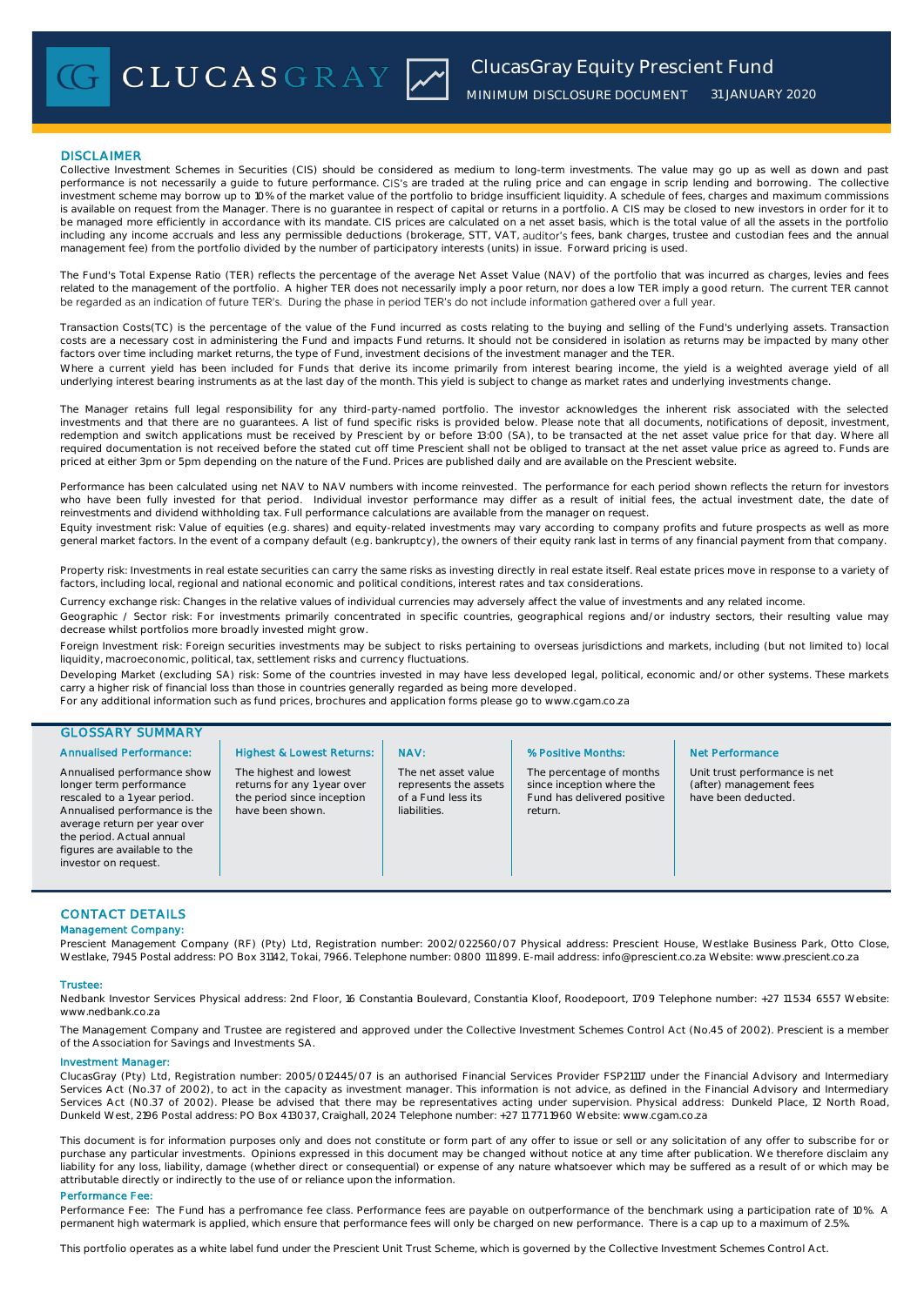# ClucasGray Equity Prescient Fund

MINIMUM DISCLOSURE DOCUMENT 31 JANUARY 2020

## DISCLAIMER

Collective Investment Schemes in Securities (CIS) should be considered as medium to long-term investments. The value may go up as well as down and past performance is not necessarily a guide to future performance. CIS's are traded at the ruling price and can engage in scrip lending and borrowing. The collective investment scheme may borrow up to 10% of the market value of the portfolio to bridge insufficient liquidity. A schedule of fees, charges and maximum commissions is available on request from the Manager. There is no guarantee in respect of capital or returns in a portfolio. A CIS may be closed to new investors in order for it to be managed more efficiently in accordance with its mandate. CIS prices are calculated on a net asset basis, which is the total value of all the assets in the portfolio including any income accruals and less any permissible deductions (brokerage, STT, VAT, auditor's fees, bank charges, trustee and custodian fees and the annual management fee) from the portfolio divided by the number of participatory interests (units) in issue. Forward pricing is used.

The Fund's Total Expense Ratio (TER) reflects the percentage of the average Net Asset Value (NAV) of the portfolio that was incurred as charges, levies and fees related to the management of the portfolio. A higher TER does not necessarily imply a poor return, nor does a low TER imply a good return. The current TER cannot be regarded as an indication of future TER's. During the phase in period TER's do not include information gathered over a full year.

Transaction Costs(TC) is the percentage of the value of the Fund incurred as costs relating to the buying and selling of the Fund's underlying assets. Transaction costs are a necessary cost in administering the Fund and impacts Fund returns. It should not be considered in isolation as returns may be impacted by many other factors over time including market returns, the type of Fund, investment decisions of the investment manager and the TER.

Where a current yield has been included for Funds that derive its income primarily from interest bearing income, the yield is a weighted average yield of all underlying interest bearing instruments as at the last day of the month. This yield is subject to change as market rates and underlying investments change.

The Manager retains full legal responsibility for any third-party-named portfolio. The investor acknowledges the inherent risk associated with the selected investments and that there are no guarantees. A list of fund specific risks is provided below. Please note that all documents, notifications of deposit, investment, redemption and switch applications must be received by Prescient by or before 13:00 (SA), to be transacted at the net asset value price for that day. Where all required documentation is not received before the stated cut off time Prescient shall not be obliged to transact at the net asset value price as agreed to. Funds are priced at either 3pm or 5pm depending on the nature of the Fund. Prices are published daily and are available on the Prescient website.

Performance has been calculated using net NAV to NAV numbers with income reinvested. The performance for each period shown reflects the return for investors who have been fully invested for that period. Individual investor performance may differ as a result of initial fees, the actual investment date, the date of reinvestments and dividend withholding tax. Full performance calculations are available from the manager on request.

Equity investment risk: Value of equities (e.g. shares) and equity-related investments may vary according to company profits and future prospects as well as more general market factors. In the event of a company default (e.g. bankruptcy), the owners of their equity rank last in terms of any financial payment from that company.

Property risk: Investments in real estate securities can carry the same risks as investing directly in real estate itself. Real estate prices move in response to a variety of factors, including local, regional and national economic and political conditions, interest rates and tax considerations.

Currency exchange risk: Changes in the relative values of individual currencies may adversely affect the value of investments and any related income.

Geographic / Sector risk: For investments primarily concentrated in specific countries, geographical regions and/or industry sectors, their resulting value may decrease whilst portfolios more broadly invested might grow.

Foreign Investment risk: Foreign securities investments may be subject to risks pertaining to overseas jurisdictions and markets, including (but not limited to) local liquidity, macroeconomic, political, tax, settlement risks and currency fluctuations.

Developing Market (excluding SA) risk: Some of the countries invested in may have less developed legal, political, economic and/or other systems. These markets carry a higher risk of financial loss than those in countries generally regarded as being more developed.

For any additional information such as fund prices, brochures and application forms please go to www.cgam.co.za

## GLOSSARY SUMMARY

| Annualised Performance: | Highest & Lowest Returns: | NAV: | % Positive Months: | Net Performance |
|---|---|---|---|---|
| Annualised performance show longer term performance rescaled to a 1 year period. Annualised performance is the average return per year over the period. Actual annual figures are available to the investor on request. | The highest and lowest returns for any 1 year over the period since inception have been shown. | The net asset value represents the assets of a Fund less its liabilities. | The percentage of months since inception where the Fund has delivered positive return. | Unit trust performance is net (after) management fees have been deducted. |

## CONTACT DETAILS

### Management Company:

Prescient Management Company (RF) (Pty) Ltd, Registration number: 2002/022560/07 Physical address: Prescient House, Westlake Business Park, Otto Close, Westlake, 7945 Postal address: PO Box 31142, Tokai, 7966. Telephone number: 0800 111 899. E-mail address: info@prescient.co.za Website: www.prescient.co.za

### Trustee:

Nedbank Investor Services Physical address: 2nd Floor, 16 Constantia Boulevard, Constantia Kloof, Roodepoort, 1709 Telephone number: +27 11 534 6557 Website: www.nedbank.co.za

The Management Company and Trustee are registered and approved under the Collective Investment Schemes Control Act (No.45 of 2002). Prescient is a member of the Association for Savings and Investments SA.

### Investment Manager:

ClucasGray (Pty) Ltd, Registration number: 2005/012445/07 is an authorised Financial Services Provider FSP21117 under the Financial Advisory and Intermediary Services Act (No.37 of 2002), to act in the capacity as investment manager. This information is not advice, as defined in the Financial Advisory and Intermediary Services Act (N0.37 of 2002). Please be advised that there may be representatives acting under supervision. Physical address: Dunkeld Place, 12 North Road, Dunkeld West, 2196 Postal address: PO Box 413037, Craighall, 2024 Telephone number: +27 11 771 1960 Website: www.cgam.co.za

This document is for information purposes only and does not constitute or form part of any offer to issue or sell or any solicitation of any offer to subscribe for or purchase any particular investments. Opinions expressed in this document may be changed without notice at any time after publication. We therefore disclaim any liability for any loss, liability, damage (whether direct or consequential) or expense of any nature whatsoever which may be suffered as a result of or which may be attributable directly or indirectly to the use of or reliance upon the information.

### Performance Fee:

Performance Fee: The Fund has a perfromance fee class. Performance fees are payable on outperformance of the benchmark using a participation rate of 10%. A permanent high watermark is applied, which ensure that performance fees will only be charged on new performance. There is a cap up to a maximum of 2.5%.

This portfolio operates as a white label fund under the Prescient Unit Trust Scheme, which is governed by the Collective Investment Schemes Control Act.